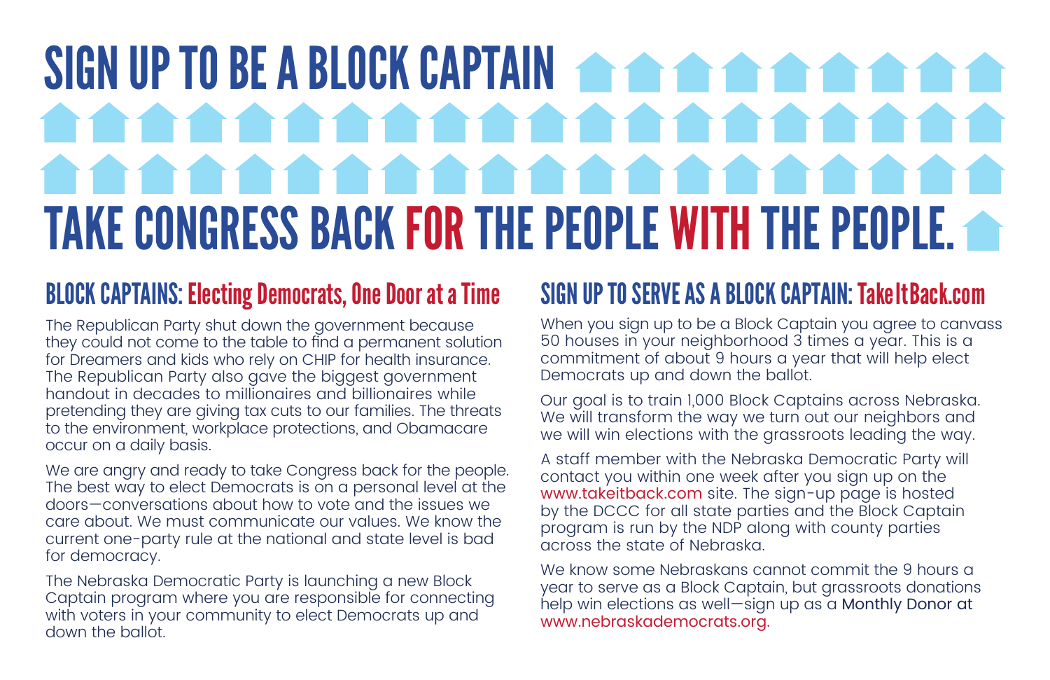# SIGN UP TO BE A BLOCK CAPTAIN

# TAKE CONGRESS BACK FOR THE PEOPLE WITH THE PEOPLE.

## BLOCK CAPTAINS: Electing Democrats, One Door at a Time

The Republican Party shut down the government because they could not come to the table to find a permanent solution for Dreamers and kids who rely on CHIP for health insurance. The Republican Party also gave the biggest government handout in decades to millionaires and billionaires while pretending they are giving tax cuts to our families. The threats to the environment, workplace protections, and Obamacare occur on a daily basis.

We are angry and ready to take Congress back for the people. The best way to elect Democrats is on a personal level at the doors—conversations about how to vote and the issues we care about. We must communicate our values. We know the current one-party rule at the national and state level is bad for democracy.

The Nebraska Democratic Party is launching a new Block Captain program where you are responsible for connecting with voters in your community to elect Democrats up and down the ballot.

## SIGN UP TO SERVE AS A BLOCK CAPTAIN: TakeItBack.com

When you sign up to be a Block Captain you agree to canvass 50 houses in your neighborhood 3 times a year. This is a commitment of about 9 hours a year that will help elect Democrats up and down the ballot.

Our goal is to train 1,000 Block Captains across Nebraska. We will transform the way we turn out our neighbors and we will win elections with the grassroots leading the way.

A staff member with the Nebraska Democratic Party will contact you within one week after you sign up on the www.takeitback.com site. The sign-up page is hosted by the DCCC for all state parties and the Block Captain program is run by the NDP along with county parties across the state of Nebraska.

We know some Nebraskans cannot commit the 9 hours a year to serve as a Block Captain, but grassroots donations help win elections as well—sign up as a Monthly Donor at www.nebraskademocrats.org.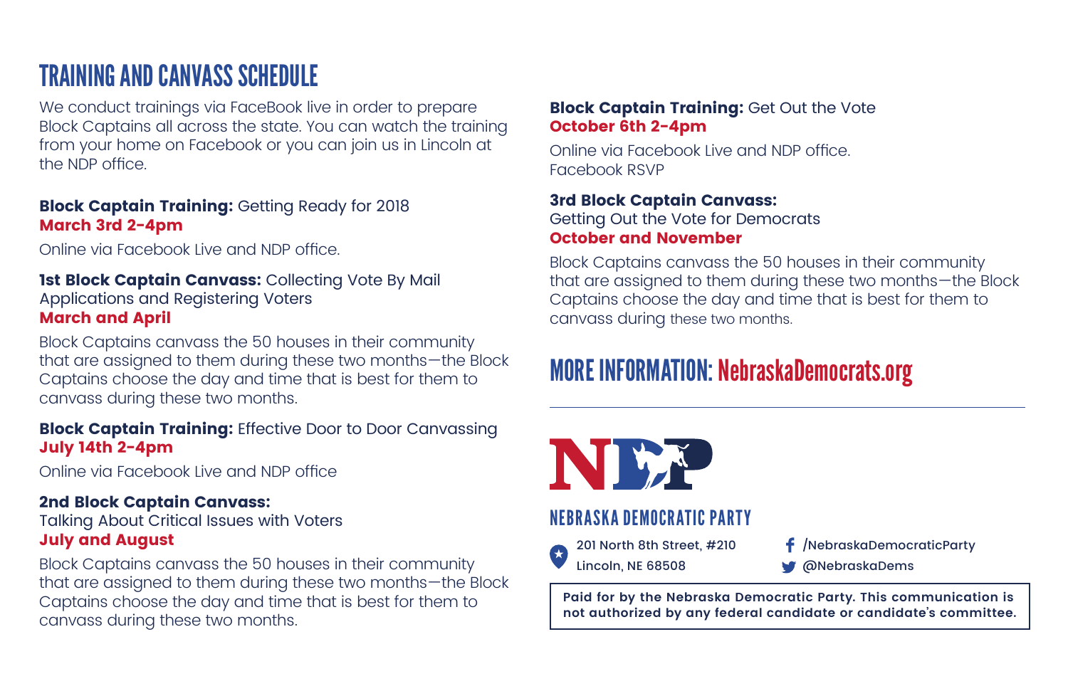# TRAINING AND CANVASS SCHEDULE

We conduct trainings via FaceBook live in order to prepare Block Captains all across the state. You can watch the training from your home on Facebook or you can join us in Lincoln at the NDP office.

**Block Captain Training:** Getting Ready for 2018
**March 3rd 2-4pm**

Online via Facebook Live and NDP office.

**1st Block Captain Canvass:** Collecting Vote By Mail Applications and Registering Voters
**March and April**

Block Captains canvass the 50 houses in their community that are assigned to them during these two months—the Block Captains choose the day and time that is best for them to canvass during these two months.

**Block Captain Training:** Effective Door to Door Canvassing
**July 14th 2-4pm**

Online via Facebook Live and NDP office

**2nd Block Captain Canvass:**
Talking About Critical Issues with Voters
**July and August**

Block Captains canvass the 50 houses in their community that are assigned to them during these two months—the Block Captains choose the day and time that is best for them to canvass during these two months.

**Block Captain Training:** Get Out the Vote
**October 6th 2-4pm**

Online via Facebook Live and NDP office.
Facebook RSVP

**3rd Block Captain Canvass:**
Getting Out the Vote for Democrats
**October and November**

Block Captains canvass the 50 houses in their community that are assigned to them during these two months—the Block Captains choose the day and time that is best for them to canvass during these two months.

## MORE INFORMATION: NebraskaDemocrats.org

NDP

NEBRASKA DEMOCRATIC PARTY

201 North 8th Street, #210
Lincoln, NE 68508

/NebraskaDemocraticParty
@NebraskaDems

**Paid for by the Nebraska Democratic Party. This communication is not authorized by any federal candidate or candidate's committee.**